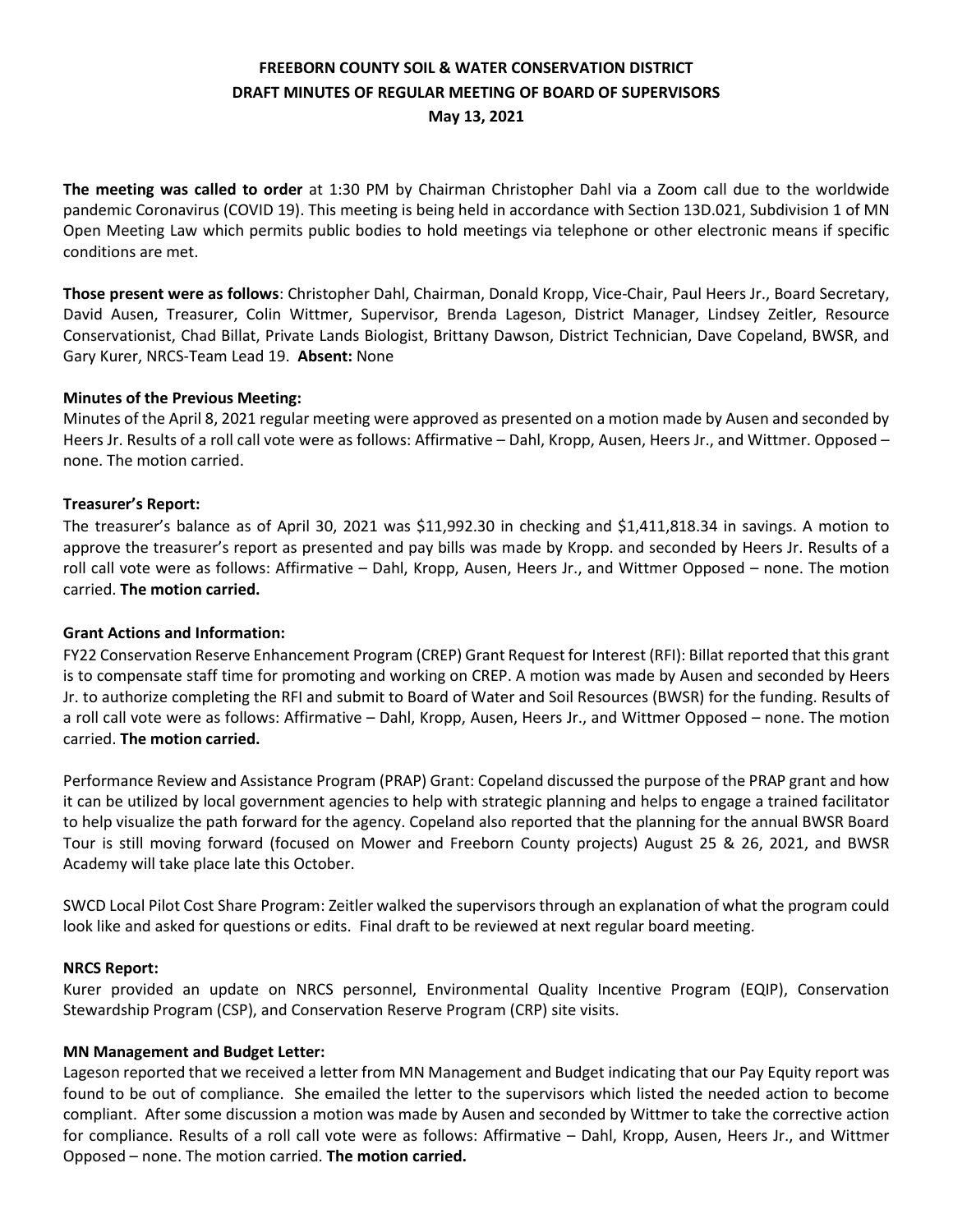**FREEBORN COUNTY SOIL & WATER CONSERVATION DISTRICT**
**DRAFT MINUTES OF REGULAR MEETING OF BOARD OF SUPERVISORS**
**May 13, 2021**

**The meeting was called to order** at 1:30 PM by Chairman Christopher Dahl via a Zoom call due to the worldwide pandemic Coronavirus (COVID 19). This meeting is being held in accordance with Section 13D.021, Subdivision 1 of MN Open Meeting Law which permits public bodies to hold meetings via telephone or other electronic means if specific conditions are met.

**Those present were as follows**: Christopher Dahl, Chairman, Donald Kropp, Vice-Chair, Paul Heers Jr., Board Secretary, David Ausen, Treasurer, Colin Wittmer, Supervisor, Brenda Lageson, District Manager, Lindsey Zeitler, Resource Conservationist, Chad Billat, Private Lands Biologist, Brittany Dawson, District Technician, Dave Copeland, BWSR, and Gary Kurer, NRCS-Team Lead 19. **Absent:** None

**Minutes of the Previous Meeting:**
Minutes of the April 8, 2021 regular meeting were approved as presented on a motion made by Ausen and seconded by Heers Jr. Results of a roll call vote were as follows: Affirmative – Dahl, Kropp, Ausen, Heers Jr., and Wittmer. Opposed – none. The motion carried.

**Treasurer's Report:**
The treasurer's balance as of April 30, 2021 was $11,992.30 in checking and $1,411,818.34 in savings. A motion to approve the treasurer's report as presented and pay bills was made by Kropp. and seconded by Heers Jr. Results of a roll call vote were as follows: Affirmative – Dahl, Kropp, Ausen, Heers Jr., and Wittmer Opposed – none. The motion carried. **The motion carried.**

**Grant Actions and Information:**
FY22 Conservation Reserve Enhancement Program (CREP) Grant Request for Interest (RFI): Billat reported that this grant is to compensate staff time for promoting and working on CREP. A motion was made by Ausen and seconded by Heers Jr. to authorize completing the RFI and submit to Board of Water and Soil Resources (BWSR) for the funding. Results of a roll call vote were as follows: Affirmative – Dahl, Kropp, Ausen, Heers Jr., and Wittmer Opposed – none. The motion carried. **The motion carried.**

Performance Review and Assistance Program (PRAP) Grant: Copeland discussed the purpose of the PRAP grant and how it can be utilized by local government agencies to help with strategic planning and helps to engage a trained facilitator to help visualize the path forward for the agency. Copeland also reported that the planning for the annual BWSR Board Tour is still moving forward (focused on Mower and Freeborn County projects) August 25 & 26, 2021, and BWSR Academy will take place late this October.

SWCD Local Pilot Cost Share Program: Zeitler walked the supervisors through an explanation of what the program could look like and asked for questions or edits. Final draft to be reviewed at next regular board meeting.

**NRCS Report:**
Kurer provided an update on NRCS personnel, Environmental Quality Incentive Program (EQIP), Conservation Stewardship Program (CSP), and Conservation Reserve Program (CRP) site visits.

**MN Management and Budget Letter:**
Lageson reported that we received a letter from MN Management and Budget indicating that our Pay Equity report was found to be out of compliance. She emailed the letter to the supervisors which listed the needed action to become compliant. After some discussion a motion was made by Ausen and seconded by Wittmer to take the corrective action for compliance. Results of a roll call vote were as follows: Affirmative – Dahl, Kropp, Ausen, Heers Jr., and Wittmer Opposed – none. The motion carried. **The motion carried.**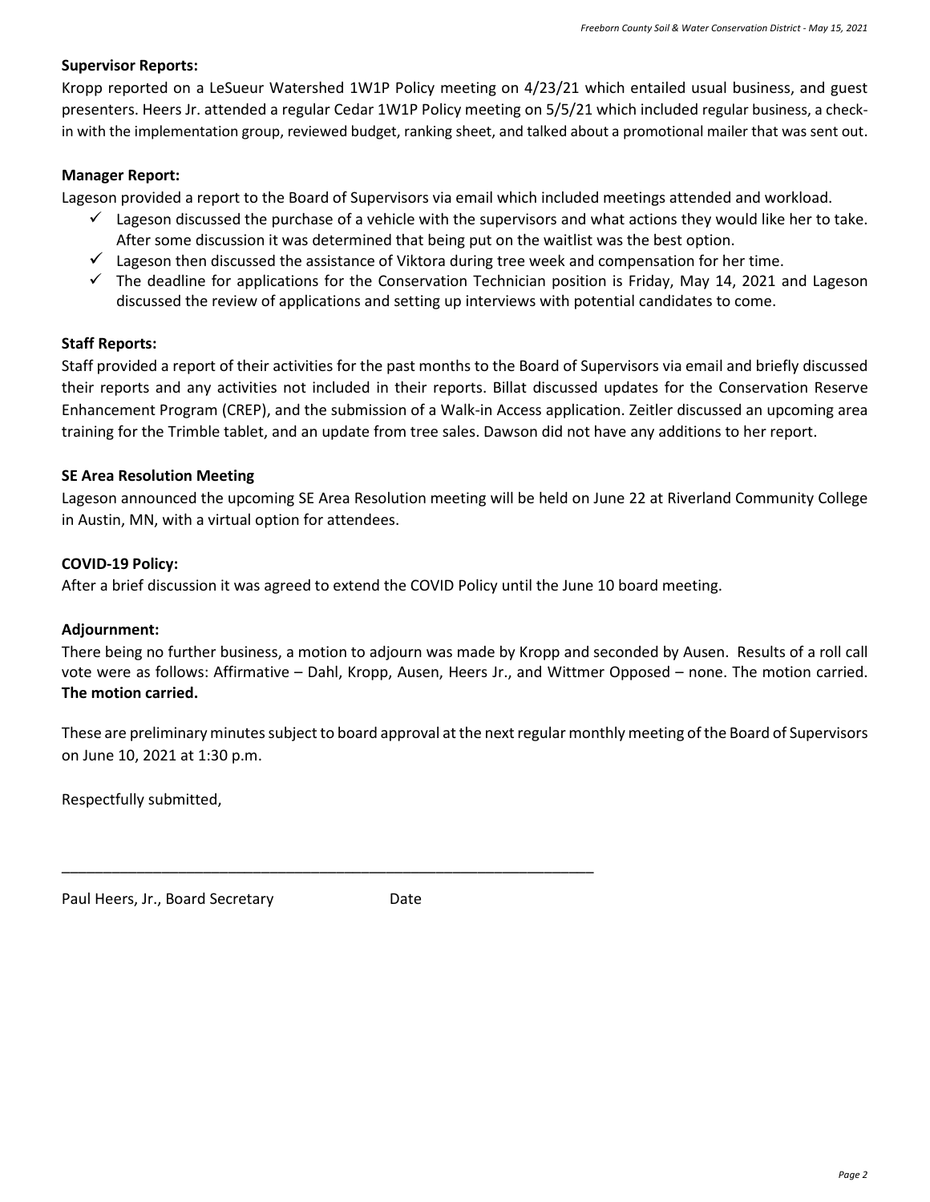**Supervisor Reports:**

Kropp reported on a LeSueur Watershed 1W1P Policy meeting on 4/23/21 which entailed usual business, and guest presenters. Heers Jr. attended a regular Cedar 1W1P Policy meeting on 5/5/21 which included regular business, a check-in with the implementation group, reviewed budget, ranking sheet, and talked about a promotional mailer that was sent out.

**Manager Report:**

Lageson provided a report to the Board of Supervisors via email which included meetings attended and workload.

- ✓ Lageson discussed the purchase of a vehicle with the supervisors and what actions they would like her to take. After some discussion it was determined that being put on the waitlist was the best option.
- ✓ Lageson then discussed the assistance of Viktora during tree week and compensation for her time.
- ✓ The deadline for applications for the Conservation Technician position is Friday, May 14, 2021 and Lageson discussed the review of applications and setting up interviews with potential candidates to come.

**Staff Reports:**

Staff provided a report of their activities for the past months to the Board of Supervisors via email and briefly discussed their reports and any activities not included in their reports. Billat discussed updates for the Conservation Reserve Enhancement Program (CREP), and the submission of a Walk-in Access application. Zeitler discussed an upcoming area training for the Trimble tablet, and an update from tree sales. Dawson did not have any additions to her report.

**SE Area Resolution Meeting**

Lageson announced the upcoming SE Area Resolution meeting will be held on June 22 at Riverland Community College in Austin, MN, with a virtual option for attendees.

**COVID-19 Policy:**

After a brief discussion it was agreed to extend the COVID Policy until the June 10 board meeting.

**Adjournment:**

There being no further business, a motion to adjourn was made by Kropp and seconded by Ausen. Results of a roll call vote were as follows: Affirmative – Dahl, Kropp, Ausen, Heers Jr., and Wittmer Opposed – none. The motion carried. **The motion carried.**

These are preliminary minutes subject to board approval at the next regular monthly meeting of the Board of Supervisors on June 10, 2021 at 1:30 p.m.

Respectfully submitted,

\_\_\_\_\_\_\_\_\_\_\_\_\_\_\_\_\_\_\_\_\_\_\_\_\_\_\_\_\_\_\_\_\_\_\_\_\_\_\_\_\_\_\_\_\_\_\_\_\_\_\_\_\_\_\_\_\_\_\_\_\_\_\_\_

Paul Heers, Jr., Board Secretary Date